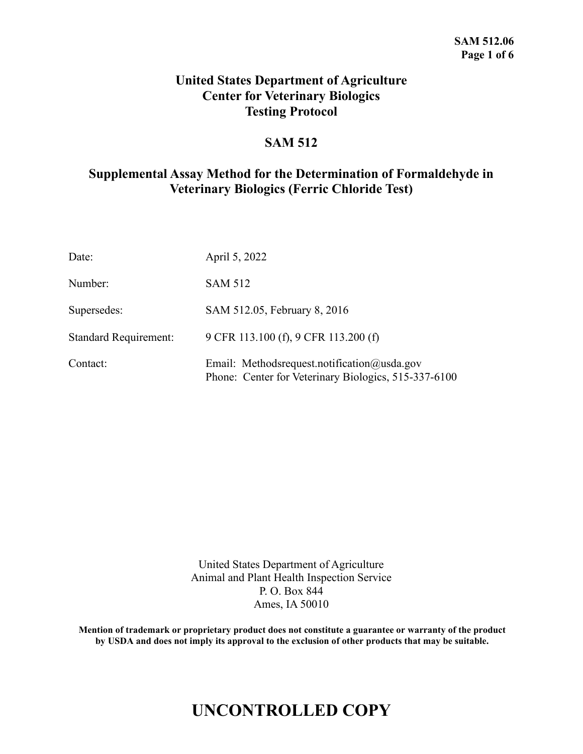# United States Department of Agriculture
# Center for Veterinary Biologics
# Testing Protocol

## SAM 512

## Supplemental Assay Method for the Determination of Formaldehyde in Veterinary Biologics (Ferric Chloride Test)

| | |
|---|---|
| Date: | April 5, 2022 |
| Number: | SAM 512 |
| Supersedes: | SAM 512.05, February 8, 2016 |
| Standard Requirement: | 9 CFR 113.100 (f), 9 CFR 113.200 (f) |
| Contact: | Email: Methodsrequest.notification@usda.gov<br>Phone: Center for Veterinary Biologics, 515-337-6100 |

United States Department of Agriculture
Animal and Plant Health Inspection Service
P. O. Box 844
Ames, IA 50010

**Mention of trademark or proprietary product does not constitute a guarantee or warranty of the product by USDA and does not imply its approval to the exclusion of other products that may be suitable.**

# UNCONTROLLED COPY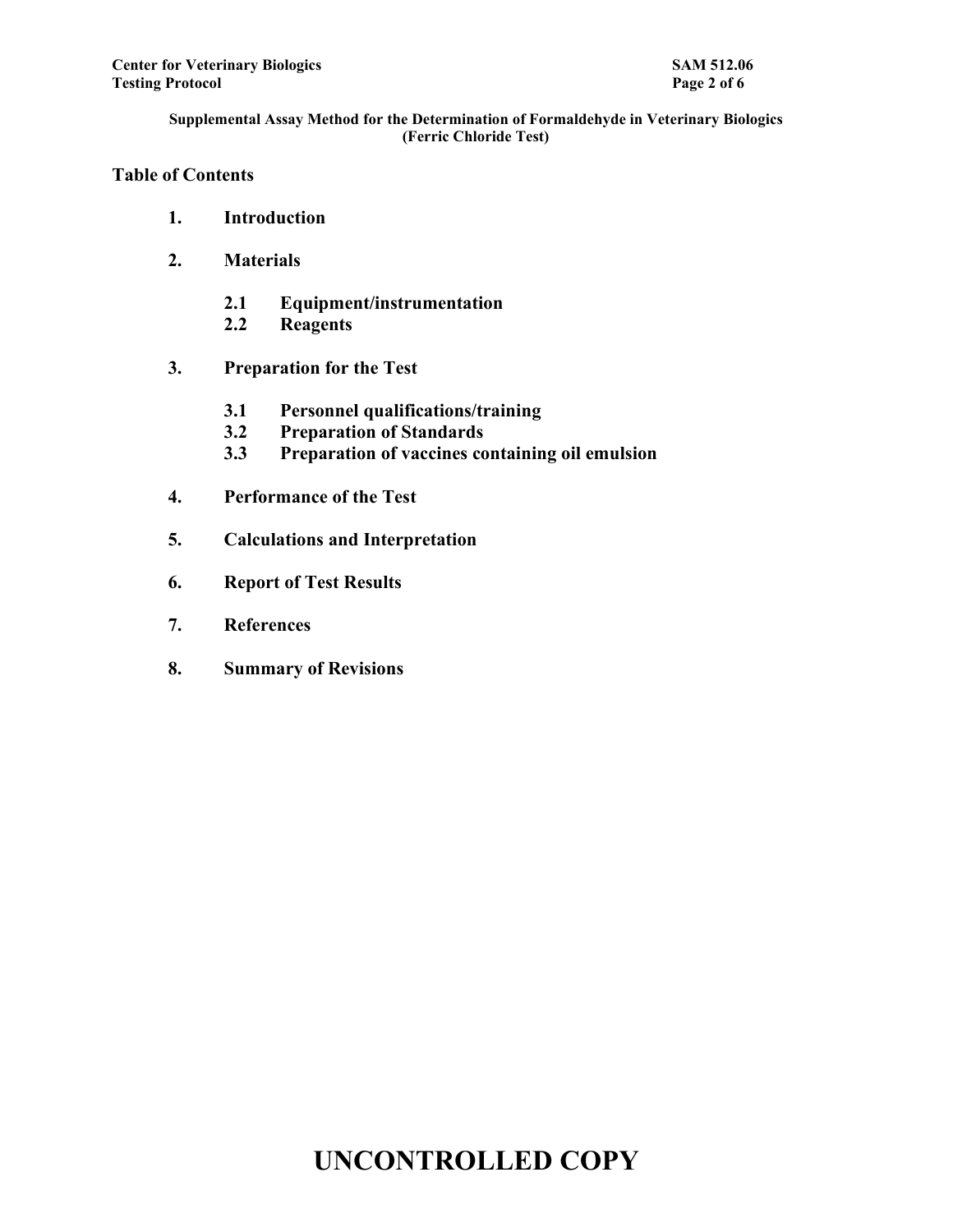Supplemental Assay Method for the Determination of Formaldehyde in Veterinary Biologics (Ferric Chloride Test)

## Table of Contents

1. **Introduction**
2. **Materials**
   - 2.1 **Equipment/instrumentation**
   - 2.2 **Reagents**
3. **Preparation for the Test**
   - 3.1 **Personnel qualifications/training**
   - 3.2 **Preparation of Standards**
   - 3.3 **Preparation of vaccines containing oil emulsion**
4. **Performance of the Test**
5. **Calculations and Interpretation**
6. **Report of Test Results**
7. **References**
8. **Summary of Revisions**

**UNCONTROLLED COPY**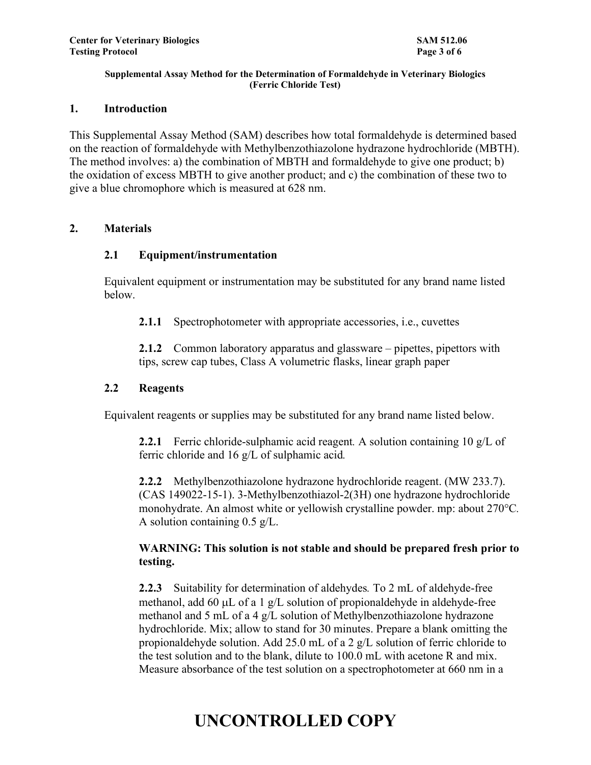**Supplemental Assay Method for the Determination of Formaldehyde in Veterinary Biologics (Ferric Chloride Test)**

## 1. Introduction

This Supplemental Assay Method (SAM) describes how total formaldehyde is determined based on the reaction of formaldehyde with Methylbenzothiazolone hydrazone hydrochloride (MBTH). The method involves: a) the combination of MBTH and formaldehyde to give one product; b) the oxidation of excess MBTH to give another product; and c) the combination of these two to give a blue chromophore which is measured at 628 nm.

## 2. Materials

### 2.1 Equipment/instrumentation

Equivalent equipment or instrumentation may be substituted for any brand name listed below.

**2.1.1** Spectrophotometer with appropriate accessories, i.e., cuvettes

**2.1.2** Common laboratory apparatus and glassware – pipettes, pipettors with tips, screw cap tubes, Class A volumetric flasks, linear graph paper

### 2.2 Reagents

Equivalent reagents or supplies may be substituted for any brand name listed below.

**2.2.1** Ferric chloride-sulphamic acid reagent*.* A solution containing 10 g/L of ferric chloride and 16 g/L of sulphamic acid*.*

**2.2.2** Methylbenzothiazolone hydrazone hydrochloride reagent. (MW 233.7). (CAS 149022-15-1). 3-Methylbenzothiazol-2(3H) one hydrazone hydrochloride monohydrate. An almost white or yellowish crystalline powder. mp: about 270°C. A solution containing 0.5 g/L.

**WARNING: This solution is not stable and should be prepared fresh prior to testing.**

**2.2.3** Suitability for determination of aldehydes*.* To 2 mL of aldehyde-free methanol, add 60 μL of a 1 g/L solution of propionaldehyde in aldehyde-free methanol and 5 mL of a 4 g/L solution of Methylbenzothiazolone hydrazone hydrochloride. Mix; allow to stand for 30 minutes. Prepare a blank omitting the propionaldehyde solution. Add 25.0 mL of a 2 g/L solution of ferric chloride to the test solution and to the blank, dilute to 100.0 mL with acetone R and mix. Measure absorbance of the test solution on a spectrophotometer at 660 nm in a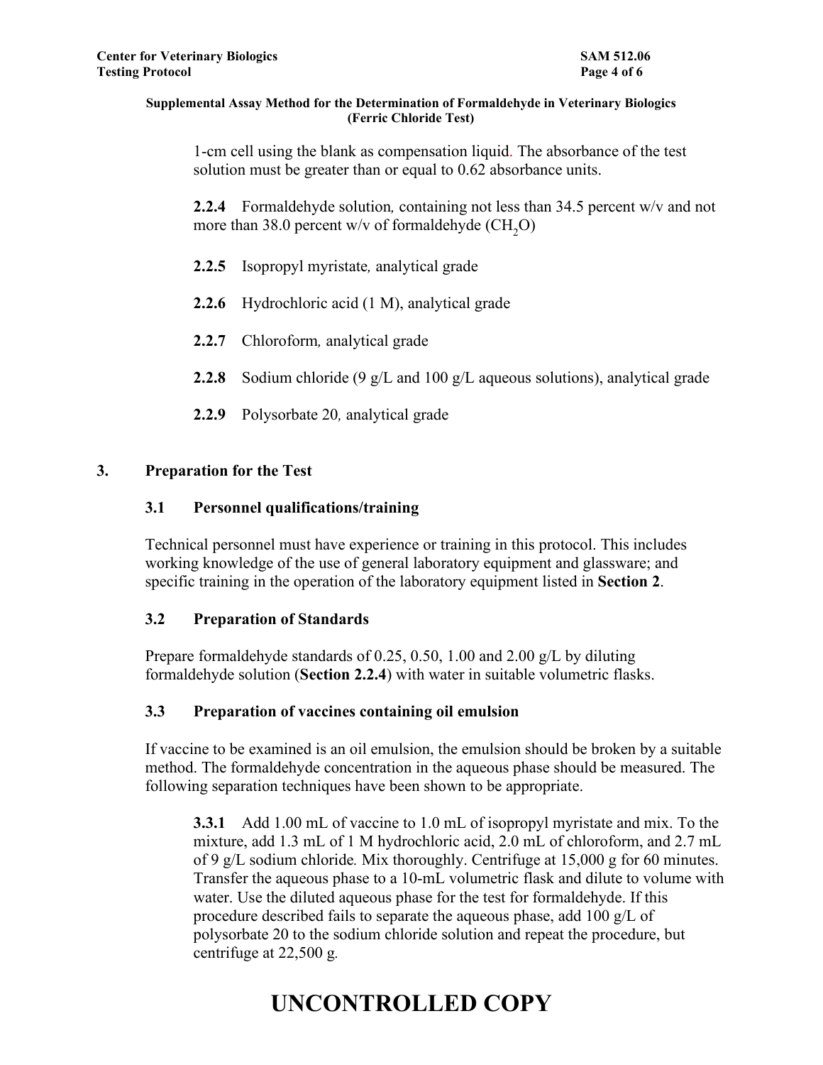1-cm cell using the blank as compensation liquid. The absorbance of the test solution must be greater than or equal to 0.62 absorbance units.

**2.2.4** Formaldehyde solution, containing not less than 34.5 percent w/v and not more than 38.0 percent w/v of formaldehyde ($CH_2O$)

**2.2.5** Isopropyl myristate, analytical grade

**2.2.6** Hydrochloric acid (1 M), analytical grade

**2.2.7** Chloroform, analytical grade

**2.2.8** Sodium chloride (9 g/L and 100 g/L aqueous solutions), analytical grade

**2.2.9** Polysorbate 20, analytical grade

## 3. Preparation for the Test

### 3.1 Personnel qualifications/training

Technical personnel must have experience or training in this protocol. This includes working knowledge of the use of general laboratory equipment and glassware; and specific training in the operation of the laboratory equipment listed in **Section 2**.

### 3.2 Preparation of Standards

Prepare formaldehyde standards of 0.25, 0.50, 1.00 and 2.00 g/L by diluting formaldehyde solution (**Section 2.2.4**) with water in suitable volumetric flasks.

### 3.3 Preparation of vaccines containing oil emulsion

If vaccine to be examined is an oil emulsion, the emulsion should be broken by a suitable method. The formaldehyde concentration in the aqueous phase should be measured. The following separation techniques have been shown to be appropriate.

**3.3.1** Add 1.00 mL of vaccine to 1.0 mL of isopropyl myristate and mix. To the mixture, add 1.3 mL of 1 M hydrochloric acid, 2.0 mL of chloroform, and 2.7 mL of 9 g/L sodium chloride. Mix thoroughly. Centrifuge at 15,000 g for 60 minutes. Transfer the aqueous phase to a 10-mL volumetric flask and dilute to volume with water. Use the diluted aqueous phase for the test for formaldehyde. If this procedure described fails to separate the aqueous phase, add 100 g/L of polysorbate 20 to the sodium chloride solution and repeat the procedure, but centrifuge at 22,500 g.

UNCONTROLLED COPY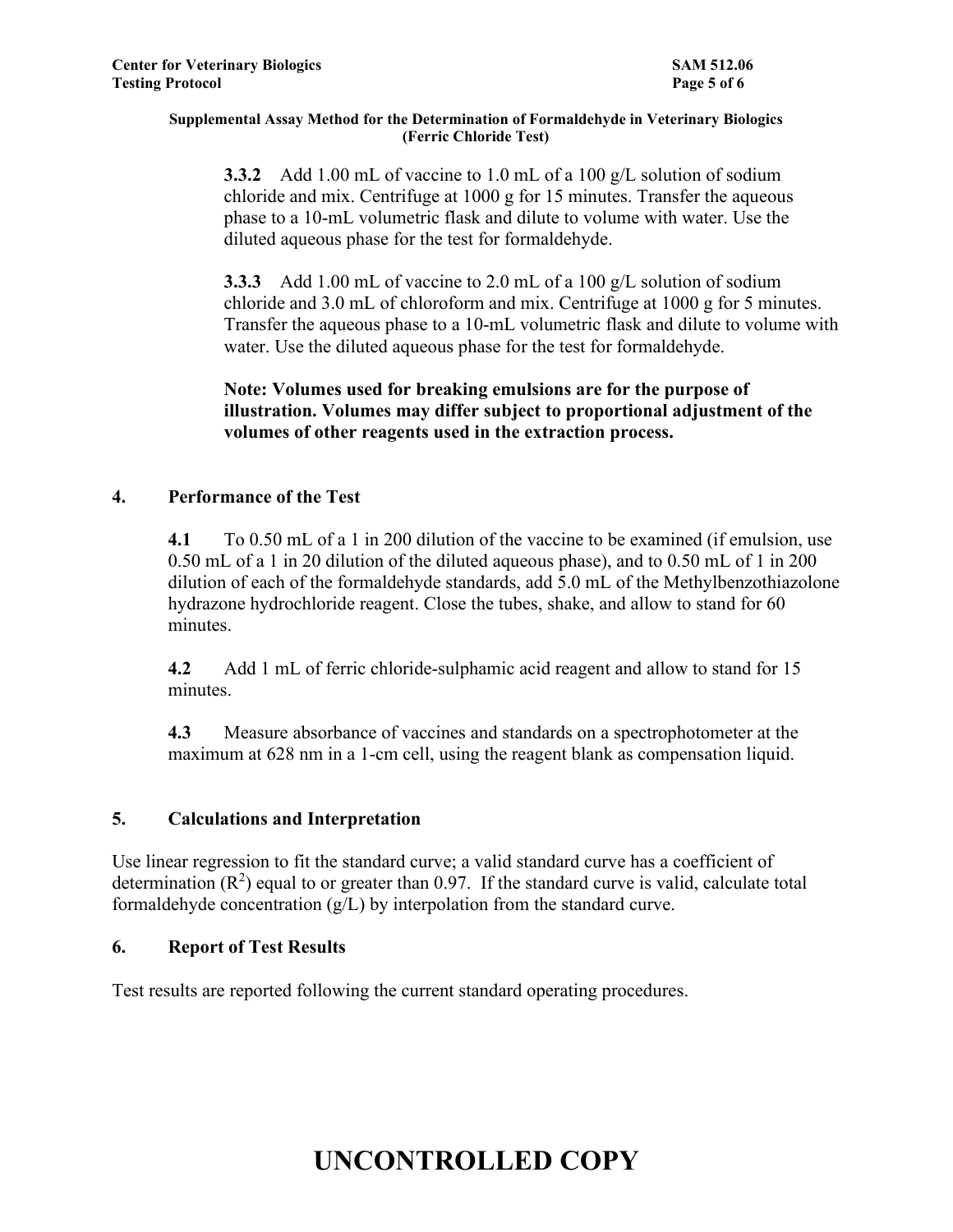**3.3.2** Add 1.00 mL of vaccine to 1.0 mL of a 100 g/L solution of sodium chloride and mix. Centrifuge at 1000 g for 15 minutes. Transfer the aqueous phase to a 10-mL volumetric flask and dilute to volume with water. Use the diluted aqueous phase for the test for formaldehyde.

**3.3.3** Add 1.00 mL of vaccine to 2.0 mL of a 100 g/L solution of sodium chloride and 3.0 mL of chloroform and mix. Centrifuge at 1000 g for 5 minutes. Transfer the aqueous phase to a 10-mL volumetric flask and dilute to volume with water. Use the diluted aqueous phase for the test for formaldehyde.

**Note: Volumes used for breaking emulsions are for the purpose of illustration. Volumes may differ subject to proportional adjustment of the volumes of other reagents used in the extraction process.**

## 4. Performance of the Test

**4.1** To 0.50 mL of a 1 in 200 dilution of the vaccine to be examined (if emulsion, use 0.50 mL of a 1 in 20 dilution of the diluted aqueous phase), and to 0.50 mL of 1 in 200 dilution of each of the formaldehyde standards, add 5.0 mL of the Methylbenzothiazolone hydrazone hydrochloride reagent. Close the tubes, shake, and allow to stand for 60 minutes.

**4.2** Add 1 mL of ferric chloride-sulphamic acid reagent and allow to stand for 15 minutes.

**4.3** Measure absorbance of vaccines and standards on a spectrophotometer at the maximum at 628 nm in a 1-cm cell, using the reagent blank as compensation liquid.

## 5. Calculations and Interpretation

Use linear regression to fit the standard curve; a valid standard curve has a coefficient of determination ($R^2$) equal to or greater than 0.97. If the standard curve is valid, calculate total formaldehyde concentration (g/L) by interpolation from the standard curve.

## 6. Report of Test Results

Test results are reported following the current standard operating procedures.

# UNCONTROLLED COPY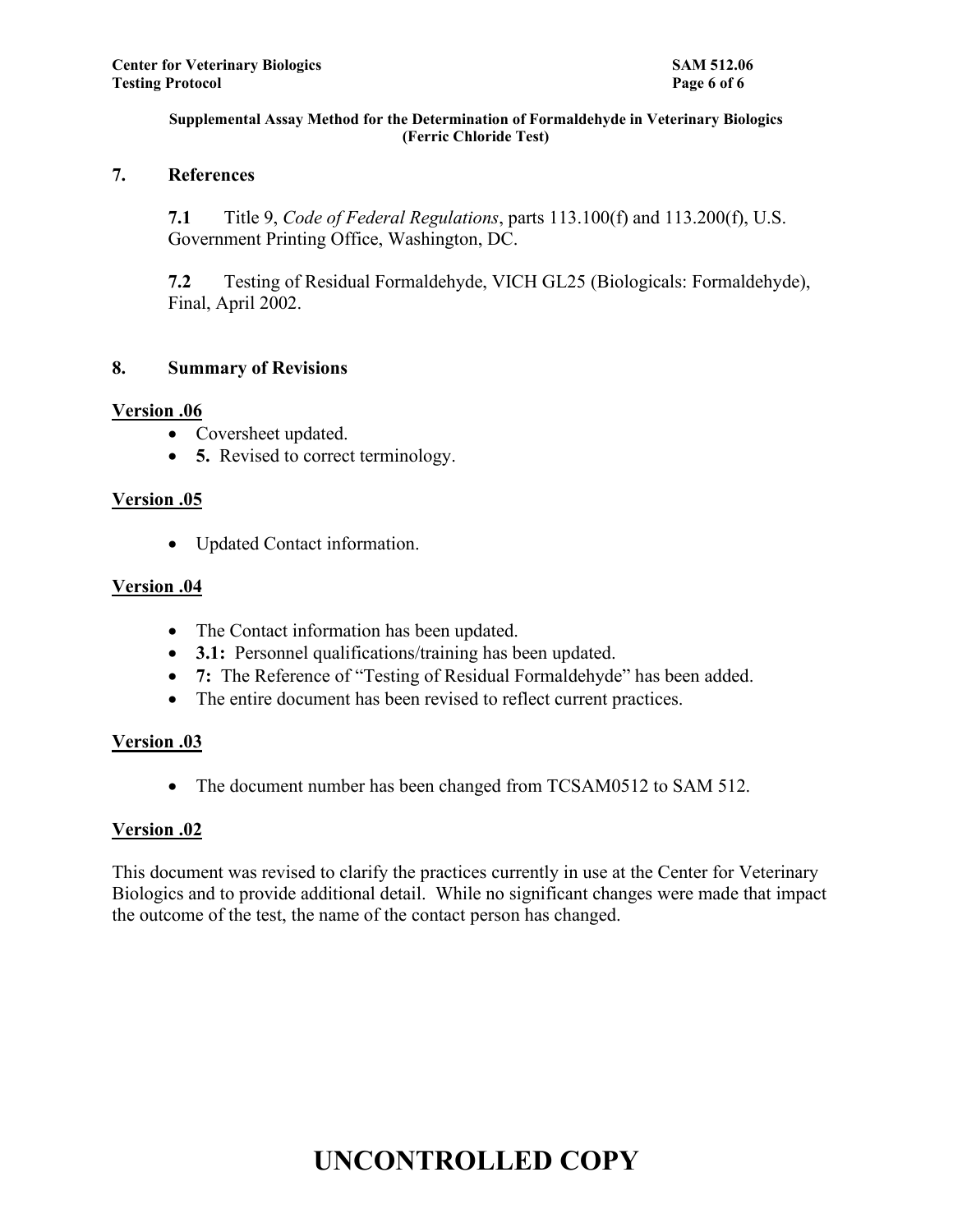## 7. References

**7.1** Title 9, *Code of Federal Regulations*, parts 113.100(f) and 113.200(f), U.S. Government Printing Office, Washington, DC.

**7.2** Testing of Residual Formaldehyde, VICH GL25 (Biologicals: Formaldehyde), Final, April 2002.

## 8. Summary of Revisions

**Version .06**

- Coversheet updated.
- **5.** Revised to correct terminology.

**Version .05**

- Updated Contact information.

**Version .04**

- The Contact information has been updated.
- **3.1:** Personnel qualifications/training has been updated.
- **7:** The Reference of "Testing of Residual Formaldehyde" has been added.
- The entire document has been revised to reflect current practices.

**Version .03**

- The document number has been changed from TCSAM0512 to SAM 512.

**Version .02**

This document was revised to clarify the practices currently in use at the Center for Veterinary Biologics and to provide additional detail. While no significant changes were made that impact the outcome of the test, the name of the contact person has changed.

**UNCONTROLLED COPY**